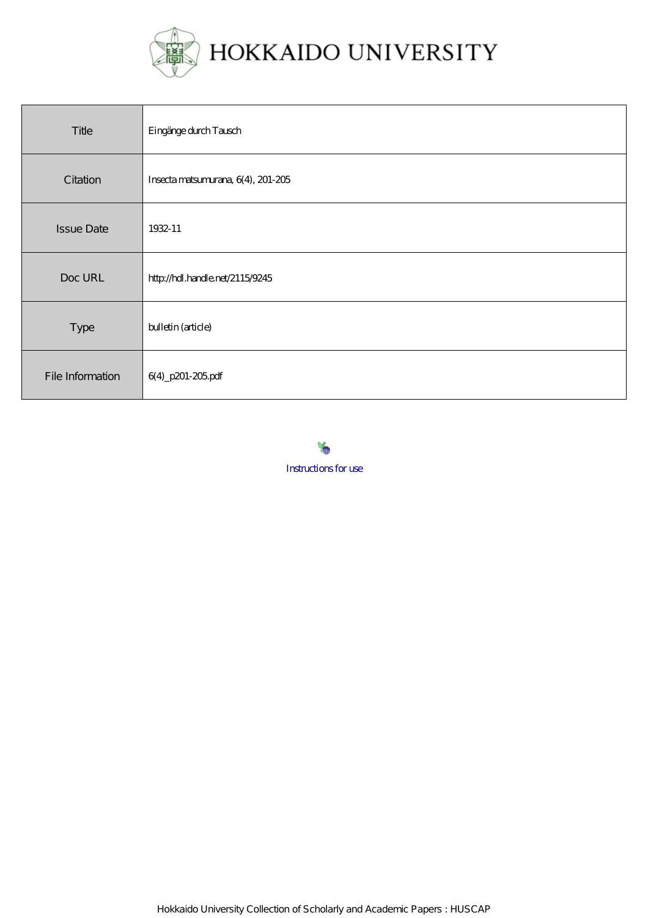HOKKAIDO UNIVERSITY

| | |
|---|---|
| Title | Eingänge durch Tausch |
| Citation | Insecta matsumurana, 6(4), 201-205 |
| Issue Date | 1932-11 |
| Doc URL | http://hdl.handle.net/2115/9245 |
| Type | bulletin (article) |
| File Information | 6(4)_p201-205.pdf |

Instructions for use

Hokkaido University Collection of Scholarly and Academic Papers : HUSCAP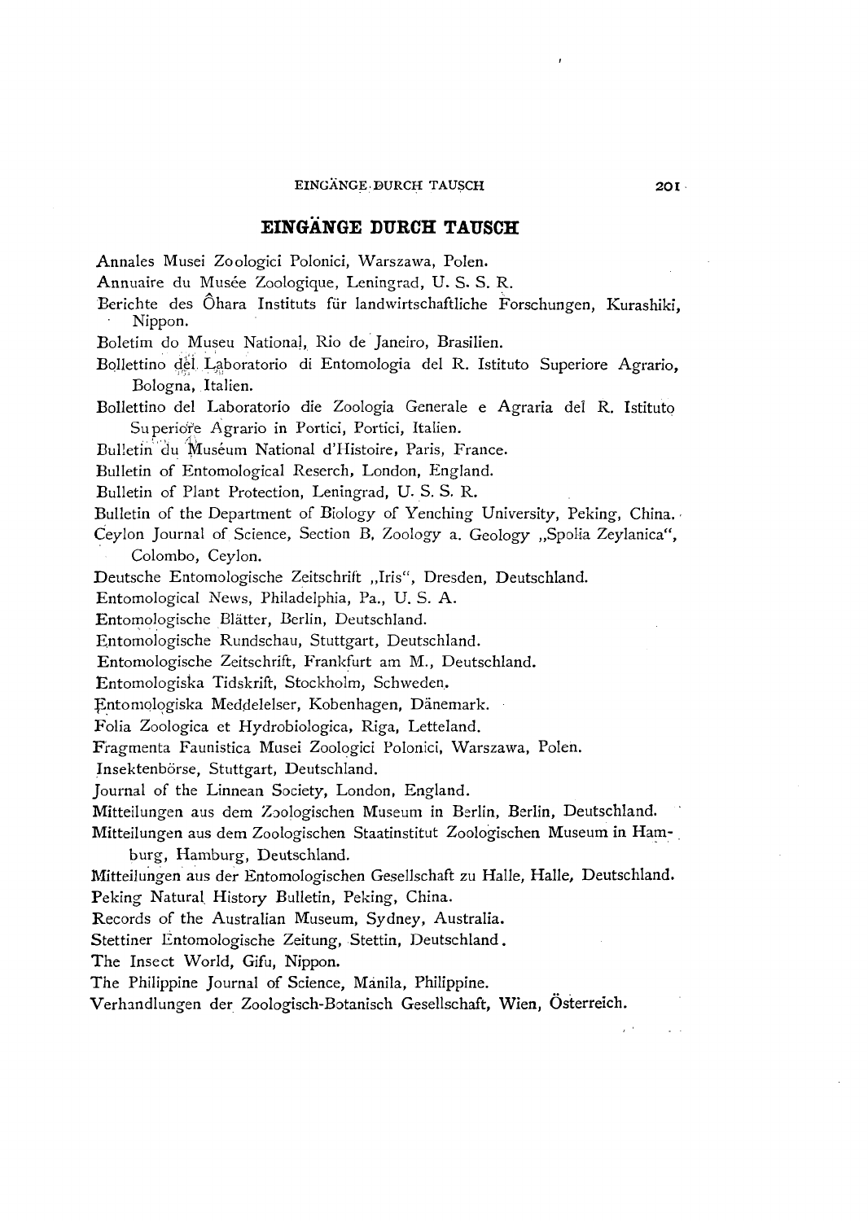# EINGÄNGE DURCH TAUSCH

Annales Musei Zoologici Polonici, Warszawa, Polen.

Annuaire du Musée Zoologique, Leningrad, U. S. S. R.

Berichte des Ôhara Instituts für landwirtschaftliche Forschungen, Kurashiki, Nippon.

Boletim do Museu National, Rio de Janeiro, Brasilien.

Bollettino del Laboratorio di Entomologia del R. Istituto Superiore Agrario, Bologna, Italien.

Bollettino del Laboratorio die Zoologia Generale e Agraria del R. Istituto Superiore Agrario in Portici, Portici, Italien.

Bulletin du Muséum National d'Histoire, Paris, France.

Bulletin of Entomological Reserch, London, England.

Bulletin of Plant Protection, Leningrad, U. S. S. R.

Bulletin of the Department of Biology of Yenching University, Peking, China.

Ceylon Journal of Science, Section B, Zoology a. Geology „Spolia Zeylanica", Colombo, Ceylon.

Deutsche Entomologische Zeitschrift „Iris", Dresden, Deutschland.

Entomological News, Philadelphia, Pa., U. S. A.

Entomologische Blätter, Berlin, Deutschland.

Entomologische Rundschau, Stuttgart, Deutschland.

Entomologische Zeitschrift, Frankfurt am M., Deutschland.

Entomologiska Tidskrift, Stockholm, Schweden.

Entomologiska Meddelelser, Kobenhagen, Dänemark.

Folia Zoologica et Hydrobiologica, Riga, Letteland.

Fragmenta Faunistica Musei Zoologici Polonici, Warszawa, Polen.

Insektenbörse, Stuttgart, Deutschland.

Journal of the Linnean Society, London, England.

Mitteilungen aus dem Zoologischen Museum in Berlin, Berlin, Deutschland.

Mitteilungen aus dem Zoologischen Staatinstitut Zoologischen Museum in Hamburg, Hamburg, Deutschland.

Mitteilungen aus der Entomologischen Gesellschaft zu Halle, Halle, Deutschland.

Peking Natural History Bulletin, Peking, China.

Records of the Australian Museum, Sydney, Australia.

Stettiner Entomologische Zeitung, Stettin, Deutschland.

The Insect World, Gifu, Nippon.

The Philippine Journal of Science, Mánila, Philippine.

Verhandlungen der Zoologisch-Botanisch Gesellschaft, Wien, Österreich.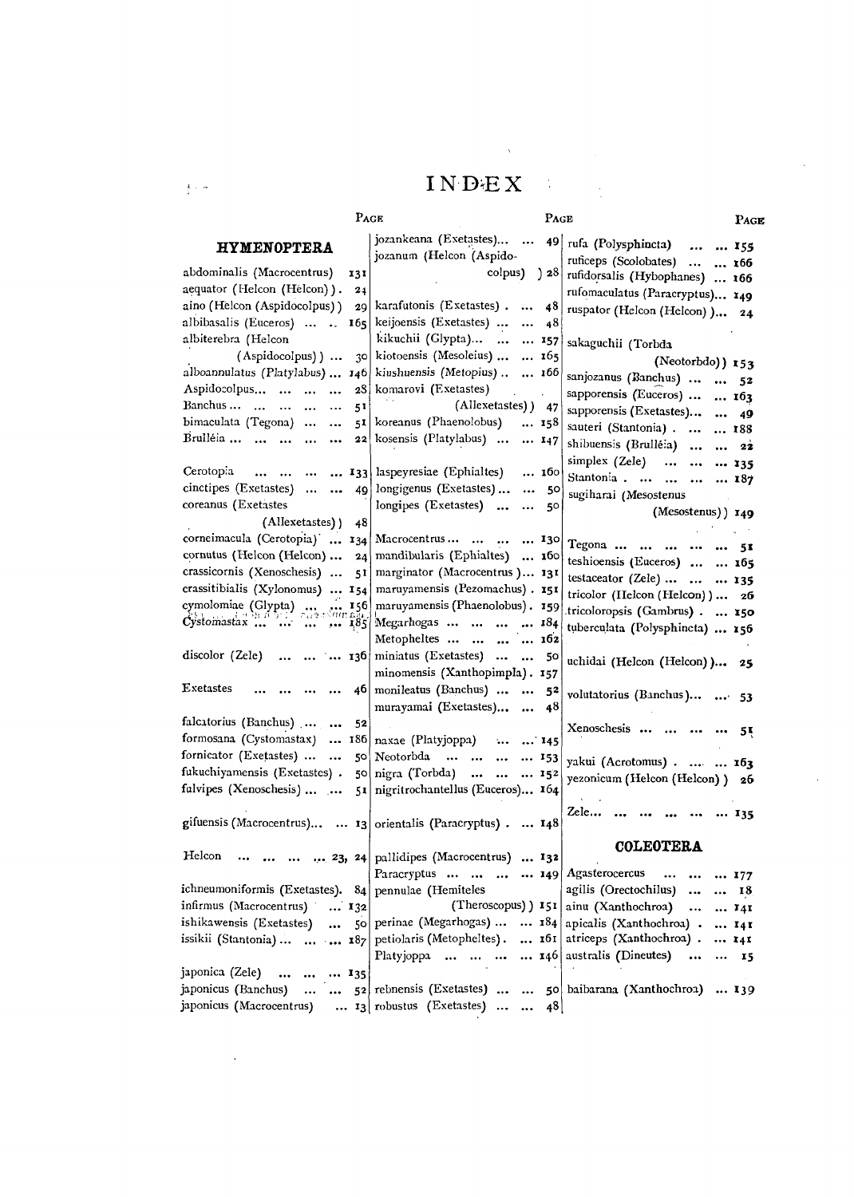# INDEX

## HYMENOPTERA

abdominalis (Macrocentrus) 131
aequator (Helcon (Helcon)). 24
aino (Helcon (Aspidocolpus)) 29
albibasalis (Euceros) ... .. 165
albiterebra (Helcon (Aspidocolpus)) ... 30
alboannulatus (Platylabus) ... 146
Aspidocolpus... ... ... ... 28
Banchus ... ... ... ... ... 51
bimaculata (Tegona) ... ... 51
Brulléia ... ... ... ... ... 22

Cerotopia ... ... ... ... 133
cinctipes (Exetastes) ... ... 49
coreanus (Exetastes (Allexetastes)) 48
corneimacula (Cerotopia) ... 134
cornutus (Helcon (Helcon) ... 24
crassicornis (Xenoschesis) ... 51
crassitibialis (Xylonomus) ... 154
cymolomiae (Glypta) ... ... 156
Cystomastax ... ... ... ... 185

discolor (Zele) ... ... ... 136

Exetastes ... ... ... ... 46

falcatorius (Banchus) ... ... 52
formosana (Cystomastax) ... 186
fornicator (Exetastes) ... ... 50
fukuchiyamensis (Exetastes) . 50
fulvipes (Xenoschesis) ... ... 51

gifuensis (Macrocentrus)... ... 13

Helcon ... ... ... ... 23, 24

ichneumoniformis (Exetastes). 84
infirmus (Macrocentrus) ... 132
ishikawensis (Exetastes) ... 50
issikii (Stantonia) ... ... ... 187

japonica (Zele) ... ... ... 135
japonicus (Banchus) ... ... 52
japonicus (Macrocentrus) ... 13

jozankeana (Exetastes)... ... 49
jozanum (Helcon (Aspidocolpus)) 28

karafutonis (Exetastes) . ... 48
keijoensis (Exetastes) ... ... 48
kikuchii (Glypta)... ... ... 157
kiotoensis (Mesoleius) ... ... 165
kiushuensis (Metopius) .. ... 166
komarovi (Exetastes (Allexetastes)) 47
koreanus (Phaenolobus) ... 158
kosensis (Platylabus) ... ... 147

laspeyresiae (Ephialtes) ... 160
longigenus (Exetastes) ... ... 50
longipes (Exetastes) ... ... 50

Macrocentrus ... ... ... ... 130
mandibularis (Ephialtes) ... 160
marginator (Macrocentrus)... 131
maruyamensis (Pezomachus) . 151
maruyamensis (Phaenolobus) . 159
Megarhogas ... ... ... ... 184
Metopheltes ... ... ... ... 162
miniatus (Exetastes) ... ... 50
minomensis (Xanthopimpla) . 157
monileatus (Banchus) ... ... 52
murayamai (Exetastes)... ... 48

naxae (Platyjoppa) ... ... 145
Neotorbda ... ... ... ... 153
nigra (Torbda) ... ... ... 152
nigritrochantellus (Euceros)... 164

orientalis (Paracryptus) . ... 148

pallidipes (Macrocentrus) ... 132
Paracryptus ... ... ... ... 149
pennulae (Hemiteles (Theroscopus)) 151
perinae (Megarhogas) ... ... 184
petiolaris (Metopheltes) . ... 161
Platyjoppa ... ... ... ... 146

rebnensis (Exetastes) ... ... 50
robustus (Exetastes) ... ... 48

rufa (Polysphincta) ... ... 155
ruficeps (Scolobates) ... ... 166
rufidorsalis (Hybophanes) ... 166
rufomaculatus (Paracryptus)... 149
ruspator (Helcon (Helcon))... 24

sakaguchii (Torbda (Neotorbdo)) 153
sanjozanus (Banchus) ... ... 52
sapporensis (Euceros) ... ... 163
sapporensis (Exetastes)... ... 49
sauteri (Stantonia) . ... ... 188
shibuensis (Brulléia) ... ... 22
simplex (Zele) ... ... ... 135
Stantonia . ... ... ... ... 187
sugiharai (Mesostenus (Mesostenus)) 149

Tegona ... ... ... ... ... 51
teshioensis (Euceros) ... ... 165
testaceator (Zele) ... ... ... 135
tricolor (Helcon (Helcon)) ... 26
tricoloropsis (Gambrus) . ... 150
tuberculata (Polysphincta) ... 156

uchidai (Helcon (Helcon))... 25

volutatorius (Banchus)... ... 53

Xenoschesis ... ... ... ... 51

yakui (Acrotomus) . ... ... 163
yezonicum (Helcon (Helcon)) 26

Zele... ... ... ... ... ... 135

## COLEOTERA

Agasterocercus ... ... ... 177
agilis (Orectochilus) ... ... 18
ainu (Xanthochroa) ... ... 141
apicalis (Xanthochroa) . ... 141
atriceps (Xanthochroa) . ... 141
australis (Dineutes) ... ... 15

baibarana (Xanthochroa) ... 139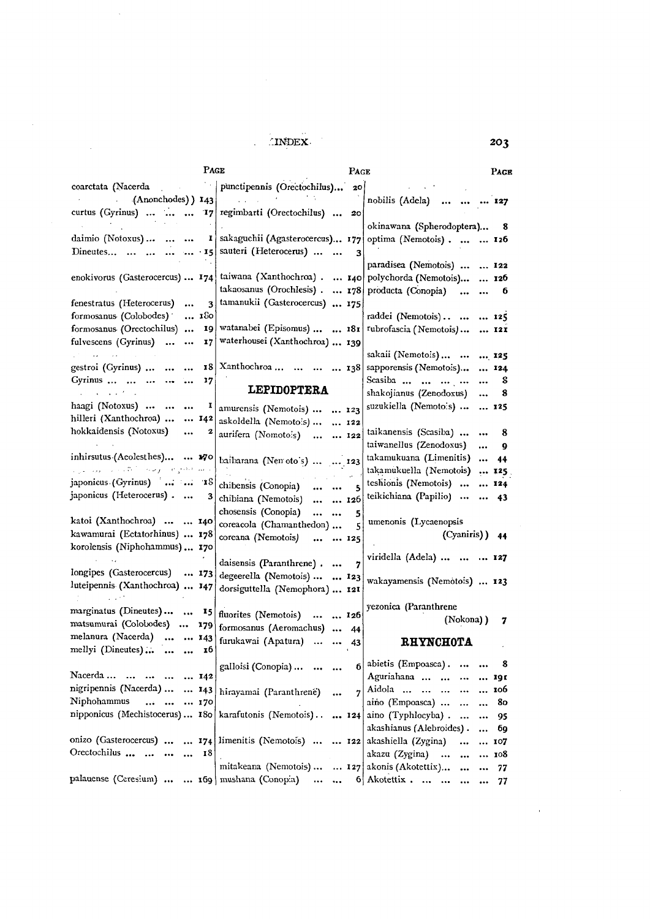# INDEX

| | PAGE |
|---|---|
| coarctata (Nacerda (Anonchodes)) | 143 |
| curtus (Gyrinus) ... | 17 |
| daimio (Notoxus) ... | 1 |
| Dineutes ... | 15 |
| enokivorus (Gasterocercus) ... | 174 |
| fenestratus (Heterocerus) ... | 3 |
| formosanus (Colobodes) ... | 180 |
| formosanus (Orectochilus) ... | 19 |
| fulvescens (Gyrinus) ... | 17 |
| gestroi (Gyrinus) ... | 18 |
| Gyrinus ... | 17 |
| haagi (Notoxus) ... | 1 |
| hilleri (Xanthochroa) ... | 142 |
| hokkaidensis (Notoxus) ... | 2 |
| inhirsutus (Aeolesthes) ... | 170 |
| japonicus (Gyrinus) ... | 18 |
| japonicus (Heterocerus) ... | 3 |
| katoi (Xanthochroa) ... | 140 |
| kawamurai (Ectatorhinus) ... | 178 |
| korolensis (Niphohammus) ... | 170 |
| longipes (Gasterocercus) ... | 173 |
| luteipennis (Xanthochroa) ... | 147 |
| marginatus (Dineutes) ... | 15 |
| matsumurai (Colobodes) ... | 179 |
| melanura (Nacerda) ... | 143 |
| mellyi (Dineutes) ... | 16 |
| Nacerda ... | 142 |
| nigripennis (Nacerda) ... | 143 |
| Niphohammus ... | 170 |
| nipponicus (Mechistocerus) ... | 180 |
| onizo (Gasterocercus) ... | 174 |
| Orectochilus ... | 18 |
| palauense (Ceresium) ... | 169 |
| punctipennis (Orectochilus) ... | 20 |
| regimbarti (Orectochilus) ... | 20 |
| sakaguchii (Agasterocercus) ... | 177 |
| sauteri (Heterocerus) ... | 3 |
| taiwana (Xanthochroa) ... | 140 |
| takaosanus (Orochlesis) ... | 178 |
| tamanukii (Gasterocercus) ... | 175 |
| watanabei (Episomus) ... | 181 |
| waterhousei (Xanthochroa) ... | 139 |
| Xanthochroa ... | 138 |

## LEPIDOPTERA

| | PAGE |
|---|---|
| amurensis (Nemotois) ... | 123 |
| askoldella (Nemotois) ... | 122 |
| aurifera (Nomotois) ... | 122 |
| baibarana (Nemotois) ... | 123 |
| chibensis (Conopia) ... | 5 |
| chibiana (Nemotois) ... | 126 |
| chosensis (Conopia) ... | 5 |
| coreacola (Chamanthedon) ... | 5 |
| coreana (Nemotois) ... | 125 |
| daisensis (Paranthrene) ... | 7 |
| degeerella (Nemotois) ... | 123 |
| dorsiguttella (Nemophora) ... | 121 |
| fluorites (Nemotois) ... | 126 |
| formosanus (Aeromachus) ... | 44 |
| furukawai (Apatura) ... | 43 |
| galloisi (Conopia) ... | 6 |
| hirayamai (Paranthrene) ... | 7 |
| karafutonis (Nemotois) ... | 124 |
| limenitis (Nemotois) ... | 122 |
| mitakeana (Nemotois) ... | 127 |
| mushana (Conopia) ... | 6 |
| nobilis (Adela) ... | 127 |
| okinawana (Spherodoptera) ... | 8 |
| optima (Nemotois) ... | 126 |
| paradisea (Nemotois) ... | 122 |
| polychorda (Nemotois) ... | 126 |
| producta (Conopia) ... | 6 |
| raddei (Nemotois) ... | 125 |
| rubrofascia (Nemotois) ... | 121 |
| sakaii (Nemotois) ... | 125 |
| sapporensis (Nemotois) ... | 124 |
| Scasiba ... | 8 |
| shakojianus (Zenodoxus) ... | 8 |
| suzukiella (Nemotois) ... | 125 |
| taikanensis (Scasiba) ... | 8 |
| taiwanellus (Zenodoxus) ... | 9 |
| takamukuana (Limenitis) ... | 44 |
| takamukuella (Nemotois) ... | 125 |
| teshionis (Nemotois) ... | 124 |
| teikichiana (Papilio) ... | 43 |
| umenonis (Lycaenopsis (Cyaniris)) | 44 |
| viridella (Adela) ... | 127 |
| wakayamensis (Nemotois) ... | 123 |
| yezonica (Paranthrene (Nokona)) | 7 |

## RHYNCHOTA

| | PAGE |
|---|---|
| abietis (Empoasca) ... | 8 |
| Aguriahana ... | 191 |
| Aidola ... | 106 |
| aino (Empoasca) ... | 80 |
| aino (Typhlocyba) ... | 95 |
| akashianus (Alebroides) ... | 69 |
| akashiella (Zygina) ... | 107 |
| akazu (Zygina) ... | 108 |
| akonis (Akotettix) ... | 77 |
| Akotettix ... | 77 |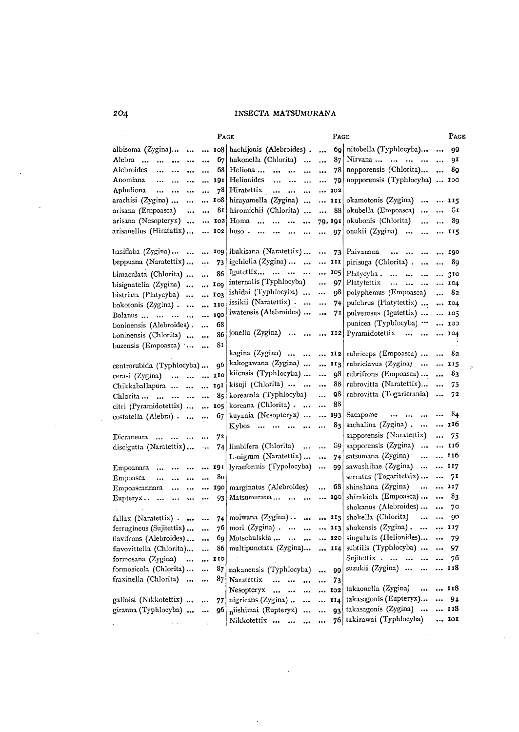| | Page | | Page | | Page |
|---|---|---|---|---|---|
| albisoma (Zygina)... | 108 | hachijonis (Alebroides) . | 69 | nitobella (Typhlocyba)... | 99 |
| Alebra ... | 67 | hakonella (Chlorita) | 87 | Nirvana ... | 91 |
| Alebroides | 68 | Heliona ... | 78 | nopporensis (Chlorita)... | 89 |
| Anomiana | 191 | Helionides | 79 | nopporensis (Typhlocyba) | 100 |
| Apheliona | 78 | Hiratettix | 102 | | |
| arachisi (Zygina) ... | 108 | hirayamella (Zygina) | 111 | okamotonis (Zygina) | 115 |
| arisana (Empoasca) | 81 | hiromichii (Chlorita) ... | 88 | okubella (Empoasca) | 81 |
| arisana (Nesopteryx) ... | 102 | Homa | 79, 191 | okubonis (Chlorita) | 89 |
| arisanellus (Hiratatix)... | 102 | hoso . | 97 | onukii (Zygina) | 115 |
| | | | | | |
| basiflaba (Zygina)... | 109 | ibukisana (Naratettix)... | 73 | Paivanana | 190 |
| beppuana (Naratettix)... | 73 | igchiella (Zygina)... | 111 | pirisuga (Chlorita) . | 89 |
| bimaculata (Chlorita) ... | 86 | Igutettix... | 105 | Platycyba . | 310 |
| bisignatella (Zygina) | 109 | internalis (Typhlocyba) | 97 | Platytettix | 104 |
| bistriata (Platycyba) | 103 | ishidai (Typhlocyba) ... | 98 | polyphemus (Empoasca) | 82 |
| bokotonis (Zygina) . | 110 | issikii (Naratettix) . | 74 | pulchrus (Platytettix) ... | 104 |
| Bolanus ... | 190 | iwatensis (Alebroides) ... | 71 | pulverosus (Igutettix) ... | 105 |
| boninensis (Alebroides) . | 68 | | | punicea (Typhlocyba) ... | 100 |
| boninensis (Chlorita) ... | 86 | jonella (Zygina) | 112 | Pyramidotettix | 104 |
| buzensis (Empoasca) ... | 81 | | | | |
| | | kagina (Zygina) | 112 | rubriceps (Empoasca) ... | 82 |
| centrorubida (Typhlocyba)... | 96 | kakogawana (Zygina) ... | 113 | rubriclavus (Zygina) | 115 |
| cerasi (Zygina) | 110 | kiiensis (Typhlocyba) ... | 98 | rubrifrons (Empoasca) ... | 83 |
| Chikkaballapura ... | 191 | kisuji (Chlorita) ... | 88 | rubrovitta (Naratettix)... | 75 |
| Chlorita ... | 85 | koreacola (Typhlocyba) | 98 | rubrovitta (Togaricrania) | 72 |
| citri (Pyramidotettix) ... | 105 | koreana (Chlorita) . | 88 | | |
| costatella (Alebra) . | 67 | kuyania (Nesopteryx) ... | 193 | Sacapome | 84 |
| | | Kybos | 83 | sachalina (Zygina) . | 116 |
| Dicraneura | 72 | | | sapporensis (Naratettix) | 75 |
| discigutta (Naratettix)... | 74 | limbifera (Chlorita) | 89 | sapporensis (Zygina) | 116 |
| | | L-nigrum (Naratettix) ... | 74 | satsumana (Zygina) | 116 |
| Empoanara | 191 | lyraeformis (Typolocyba) | 99 | sawashibae (Zygina) | 117 |
| Empoasca | 80 | | | serratus (Togaritettix) ... | 71 |
| Empoascannara | 190 | marginatus (Alebroides) | 68 | shinshana (Zygina) | 117 |
| Eupteryx.. | 93 | Matsumurana ... | 190 | shirakiela (Empoasca) ... | 83 |
| | | | | shokanus (Alebroides) ... | 70 |
| fallax (Naratettix) . | 74 | moiwana (Zygina).. | 113 | shokella (Chlorita) | 90 |
| ferrugineus (Sujitettix)... | 76 | mori (Zygina) . | 113 | shokensis (Zygina) . | 117 |
| flavifrons (Alebroides)... | 69 | Motschulskia ... | 120 | singularis (Helionides)... | 79 |
| flavovittella (Chlorita)... | 86 | multipunctata (Zygina)... | 114 | subtilis (Typhlocyba) ... | 97 |
| formosana (Zygina) | 110 | | | Sujitettix . | 76 |
| formosicola (Chlorita)... | 87 | nakanensis (Typhlocyba) | 99 | suzukii (Zygina) | 118 |
| fraxinella (Chlorita) | 87 | Naratettix | 73 | | |
| | | Nesopteryx | 102 | takaonella (Zygina) | 118 |
| galloisi (Nikkotettix) ... | 77 | nigricans (Zygina) .. | 114 | takasagonis (Eupteryx)... | 94 |
| giranna (Typhlocyba) ... | 96 | niishimai (Eupteryx) | 93 | takasagonis (Zygina) | 118 |
| | | Nikkotettix | 76 | takizawai (Typhlocyba) | 101 |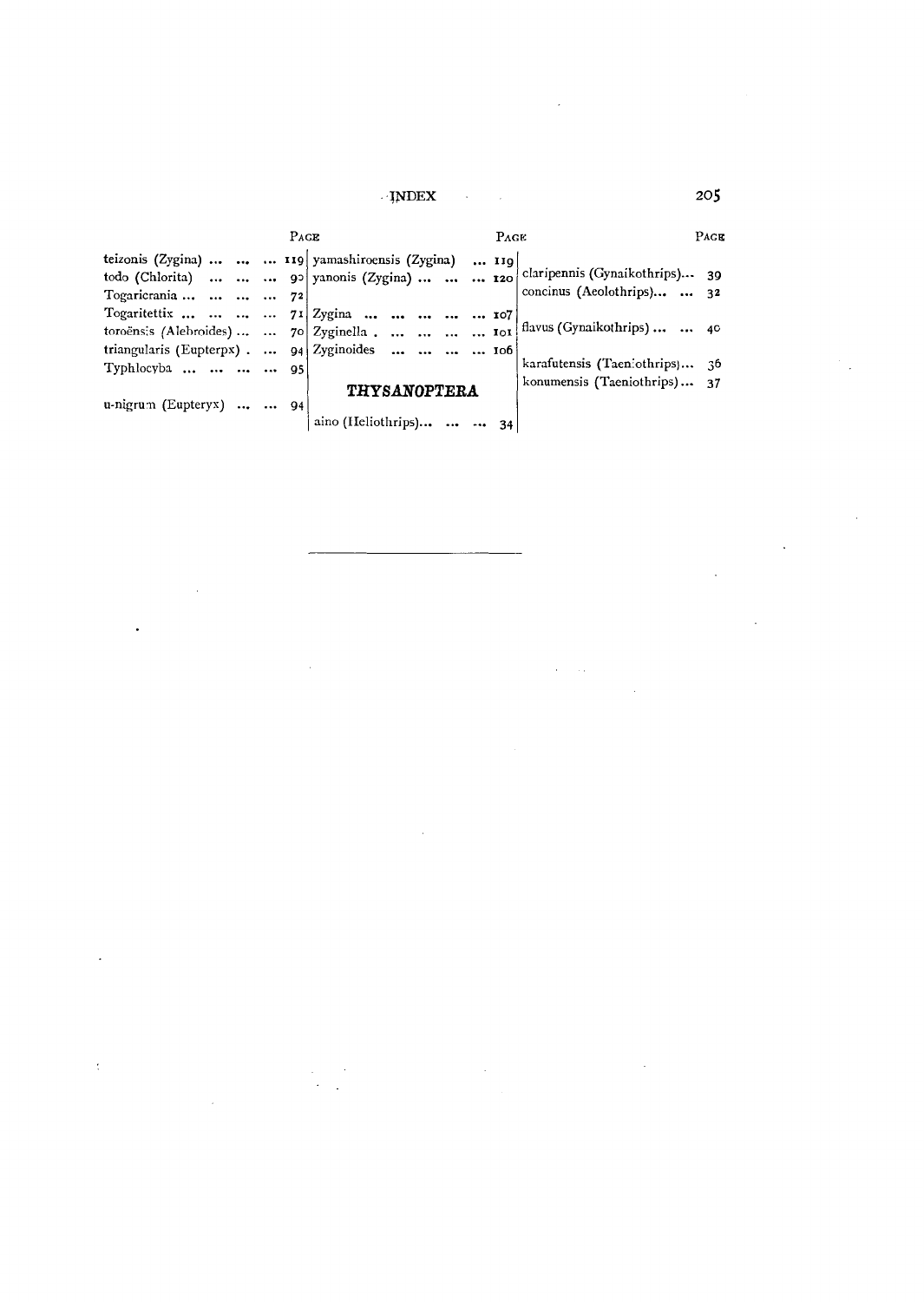| | PAGE |
|---|---|
| teizonis (Zygina) | 119 |
| todo (Chlorita) | 90 |
| Togaricrania | 72 |
| Togaritettix | 71 |
| toroënsis (Alebroides) | 70 |
| triangularis (Eupterpx) | 94 |
| Typhlocyba | 95 |
| u-nigrum (Eupteryx) | 94 |
| yamashiroensis (Zygina) | 119 |
| yanonis (Zygina) | 120 |
| Zygina | 107 |
| Zyginella | 101 |
| Zyginoides | 106 |

## THYSANOPTERA

| | PAGE |
|---|---|
| aino (Heliothrips) | 34 |
| claripennis (Gynaikothrips) | 39 |
| concinus (Aeolothrips) | 32 |
| flavus (Gynaikothrips) | 40 |
| karafutensis (Taeniothrips) | 36 |
| konumensis (Taeniothrips) | 37 |